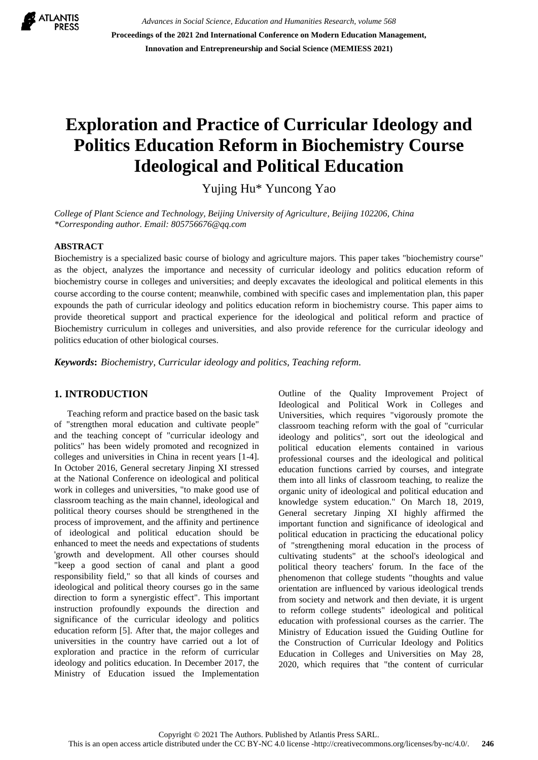# Exploration and Practice of Curricular Ideology and Politics Education Reform in Biochemistry Course Ideological and Political Education

Yujing Hu* Yuncong Yao

*College of Plant Science and Technology, Beijing University of Agriculture, Beijing 102206, China*
*\*Corresponding author. Email: 805756676@qq.com*

## ABSTRACT

Biochemistry is a specialized basic course of biology and agriculture majors. This paper takes "biochemistry course" as the object, analyzes the importance and necessity of curricular ideology and politics education reform of biochemistry course in colleges and universities; and deeply excavates the ideological and political elements in this course according to the course content; meanwhile, combined with specific cases and implementation plan, this paper expounds the path of curricular ideology and politics education reform in biochemistry course. This paper aims to provide theoretical support and practical experience for the ideological and political reform and practice of Biochemistry curriculum in colleges and universities, and also provide reference for the curricular ideology and politics education of other biological courses.

***Keywords*:** *Biochemistry, Curricular ideology and politics, Teaching reform.*

## 1. INTRODUCTION

Teaching reform and practice based on the basic task of "strengthen moral education and cultivate people" and the teaching concept of "curricular ideology and politics" has been widely promoted and recognized in colleges and universities in China in recent years [1-4]. In October 2016, General secretary Jinping XI stressed at the National Conference on ideological and political work in colleges and universities, "to make good use of classroom teaching as the main channel, ideological and political theory courses should be strengthened in the process of improvement, and the affinity and pertinence of ideological and political education should be enhanced to meet the needs and expectations of students 'growth and development. All other courses should "keep a good section of canal and plant a good responsibility field," so that all kinds of courses and ideological and political theory courses go in the same direction to form a synergistic effect". This important instruction profoundly expounds the direction and significance of the curricular ideology and politics education reform [5]. After that, the major colleges and universities in the country have carried out a lot of exploration and practice in the reform of curricular ideology and politics education. In December 2017, the Ministry of Education issued the Implementation Outline of the Quality Improvement Project of Ideological and Political Work in Colleges and Universities, which requires "vigorously promote the classroom teaching reform with the goal of "curricular ideology and politics", sort out the ideological and political education elements contained in various professional courses and the ideological and political education functions carried by courses, and integrate them into all links of classroom teaching, to realize the organic unity of ideological and political education and knowledge system education." On March 18, 2019, General secretary Jinping XI highly affirmed the important function and significance of ideological and political education in practicing the educational policy of "strengthening moral education in the process of cultivating students" at the school's ideological and political theory teachers' forum. In the face of the phenomenon that college students "thoughts and value orientation are influenced by various ideological trends from society and network and then deviate, it is urgent to reform college students" ideological and political education with professional courses as the carrier. The Ministry of Education issued the Guiding Outline for the Construction of Curricular Ideology and Politics Education in Colleges and Universities on May 28, 2020, which requires that "the content of curricular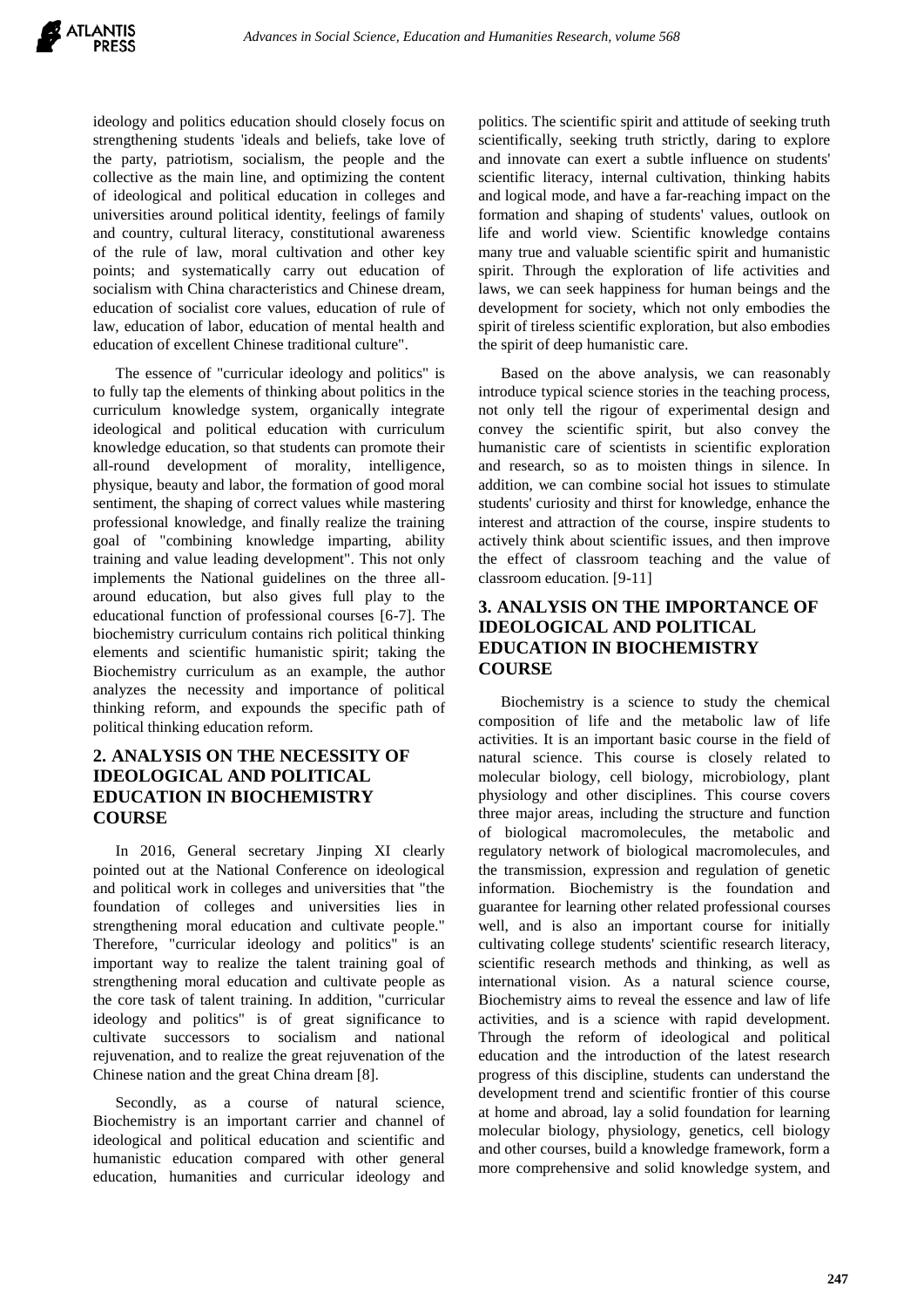ideology and politics education should closely focus on strengthening students 'ideals and beliefs, take love of the party, patriotism, socialism, the people and the collective as the main line, and optimizing the content of ideological and political education in colleges and universities around political identity, feelings of family and country, cultural literacy, constitutional awareness of the rule of law, moral cultivation and other key points; and systematically carry out education of socialism with China characteristics and Chinese dream, education of socialist core values, education of rule of law, education of labor, education of mental health and education of excellent Chinese traditional culture".

The essence of "curricular ideology and politics" is to fully tap the elements of thinking about politics in the curriculum knowledge system, organically integrate ideological and political education with curriculum knowledge education, so that students can promote their all-round development of morality, intelligence, physique, beauty and labor, the formation of good moral sentiment, the shaping of correct values while mastering professional knowledge, and finally realize the training goal of "combining knowledge imparting, ability training and value leading development". This not only implements the National guidelines on the three all-around education, but also gives full play to the educational function of professional courses [6-7]. The biochemistry curriculum contains rich political thinking elements and scientific humanistic spirit; taking the Biochemistry curriculum as an example, the author analyzes the necessity and importance of political thinking reform, and expounds the specific path of political thinking education reform.

## 2. ANALYSIS ON THE NECESSITY OF IDEOLOGICAL AND POLITICAL EDUCATION IN BIOCHEMISTRY COURSE

In 2016, General secretary Jinping XI clearly pointed out at the National Conference on ideological and political work in colleges and universities that "the foundation of colleges and universities lies in strengthening moral education and cultivate people." Therefore, "curricular ideology and politics" is an important way to realize the talent training goal of strengthening moral education and cultivate people as the core task of talent training. In addition, "curricular ideology and politics" is of great significance to cultivate successors to socialism and national rejuvenation, and to realize the great rejuvenation of the Chinese nation and the great China dream [8].

Secondly, as a course of natural science, Biochemistry is an important carrier and channel of ideological and political education and scientific and humanistic education compared with other general education, humanities and curricular ideology and politics. The scientific spirit and attitude of seeking truth scientifically, seeking truth strictly, daring to explore and innovate can exert a subtle influence on students' scientific literacy, internal cultivation, thinking habits and logical mode, and have a far-reaching impact on the formation and shaping of students' values, outlook on life and world view. Scientific knowledge contains many true and valuable scientific spirit and humanistic spirit. Through the exploration of life activities and laws, we can seek happiness for human beings and the development for society, which not only embodies the spirit of tireless scientific exploration, but also embodies the spirit of deep humanistic care.

Based on the above analysis, we can reasonably introduce typical science stories in the teaching process, not only tell the rigour of experimental design and convey the scientific spirit, but also convey the humanistic care of scientists in scientific exploration and research, so as to moisten things in silence. In addition, we can combine social hot issues to stimulate students' curiosity and thirst for knowledge, enhance the interest and attraction of the course, inspire students to actively think about scientific issues, and then improve the effect of classroom teaching and the value of classroom education. [9-11]

## 3. ANALYSIS ON THE IMPORTANCE OF IDEOLOGICAL AND POLITICAL EDUCATION IN BIOCHEMISTRY COURSE

Biochemistry is a science to study the chemical composition of life and the metabolic law of life activities. It is an important basic course in the field of natural science. This course is closely related to molecular biology, cell biology, microbiology, plant physiology and other disciplines. This course covers three major areas, including the structure and function of biological macromolecules, the metabolic and regulatory network of biological macromolecules, and the transmission, expression and regulation of genetic information. Biochemistry is the foundation and guarantee for learning other related professional courses well, and is also an important course for initially cultivating college students' scientific research literacy, scientific research methods and thinking, as well as international vision. As a natural science course, Biochemistry aims to reveal the essence and law of life activities, and is a science with rapid development. Through the reform of ideological and political education and the introduction of the latest research progress of this discipline, students can understand the development trend and scientific frontier of this course at home and abroad, lay a solid foundation for learning molecular biology, physiology, genetics, cell biology and other courses, build a knowledge framework, form a more comprehensive and solid knowledge system, and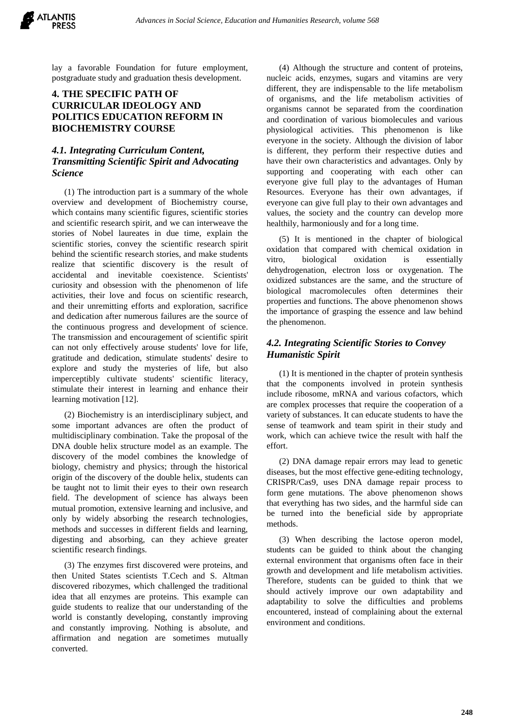lay a favorable Foundation for future employment, postgraduate study and graduation thesis development.

## 4. THE SPECIFIC PATH OF CURRICULAR IDEOLOGY AND POLITICS EDUCATION REFORM IN BIOCHEMISTRY COURSE

### *4.1. Integrating Curriculum Content, Transmitting Scientific Spirit and Advocating Science*

(1) The introduction part is a summary of the whole overview and development of Biochemistry course, which contains many scientific figures, scientific stories and scientific research spirit, and we can interweave the stories of Nobel laureates in due time, explain the scientific stories, convey the scientific research spirit behind the scientific research stories, and make students realize that scientific discovery is the result of accidental and inevitable coexistence. Scientists' curiosity and obsession with the phenomenon of life activities, their love and focus on scientific research, and their unremitting efforts and exploration, sacrifice and dedication after numerous failures are the source of the continuous progress and development of science. The transmission and encouragement of scientific spirit can not only effectively arouse students' love for life, gratitude and dedication, stimulate students' desire to explore and study the mysteries of life, but also imperceptibly cultivate students' scientific literacy, stimulate their interest in learning and enhance their learning motivation [12].

(2) Biochemistry is an interdisciplinary subject, and some important advances are often the product of multidisciplinary combination. Take the proposal of the DNA double helix structure model as an example. The discovery of the model combines the knowledge of biology, chemistry and physics; through the historical origin of the discovery of the double helix, students can be taught not to limit their eyes to their own research field. The development of science has always been mutual promotion, extensive learning and inclusive, and only by widely absorbing the research technologies, methods and successes in different fields and learning, digesting and absorbing, can they achieve greater scientific research findings.

(3) The enzymes first discovered were proteins, and then United States scientists T.Cech and S. Altman discovered ribozymes, which challenged the traditional idea that all enzymes are proteins. This example can guide students to realize that our understanding of the world is constantly developing, constantly improving and constantly improving. Nothing is absolute, and affirmation and negation are sometimes mutually converted.

(4) Although the structure and content of proteins, nucleic acids, enzymes, sugars and vitamins are very different, they are indispensable to the life metabolism of organisms, and the life metabolism activities of organisms cannot be separated from the coordination and coordination of various biomolecules and various physiological activities. This phenomenon is like everyone in the society. Although the division of labor is different, they perform their respective duties and have their own characteristics and advantages. Only by supporting and cooperating with each other can everyone give full play to the advantages of Human Resources. Everyone has their own advantages, if everyone can give full play to their own advantages and values, the society and the country can develop more healthily, harmoniously and for a long time.

(5) It is mentioned in the chapter of biological oxidation that compared with chemical oxidation in vitro, biological oxidation is essentially dehydrogenation, electron loss or oxygenation. The oxidized substances are the same, and the structure of biological macromolecules often determines their properties and functions. The above phenomenon shows the importance of grasping the essence and law behind the phenomenon.

### *4.2. Integrating Scientific Stories to Convey Humanistic Spirit*

(1) It is mentioned in the chapter of protein synthesis that the components involved in protein synthesis include ribosome, mRNA and various cofactors, which are complex processes that require the cooperation of a variety of substances. It can educate students to have the sense of teamwork and team spirit in their study and work, which can achieve twice the result with half the effort.

(2) DNA damage repair errors may lead to genetic diseases, but the most effective gene-editing technology, CRISPR/Cas9, uses DNA damage repair process to form gene mutations. The above phenomenon shows that everything has two sides, and the harmful side can be turned into the beneficial side by appropriate methods.

(3) When describing the lactose operon model, students can be guided to think about the changing external environment that organisms often face in their growth and development and life metabolism activities. Therefore, students can be guided to think that we should actively improve our own adaptability and adaptability to solve the difficulties and problems encountered, instead of complaining about the external environment and conditions.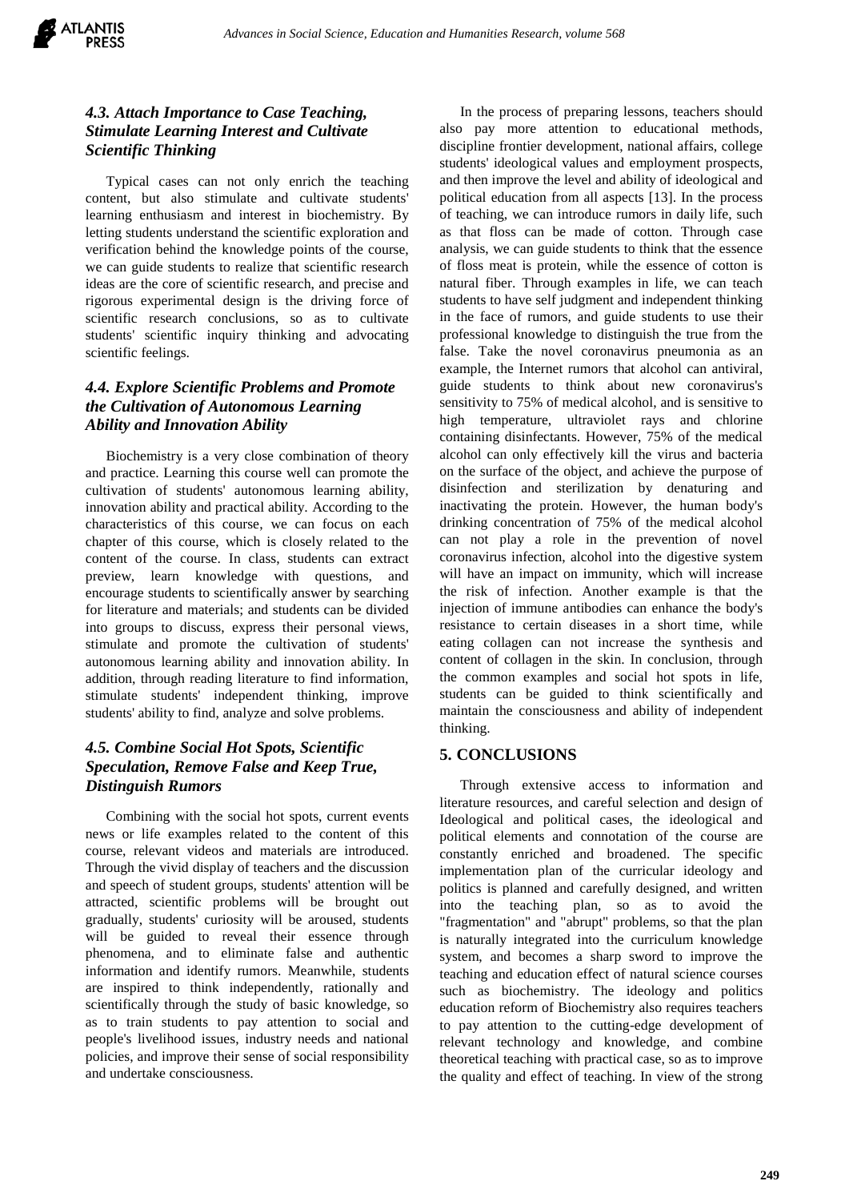### 4.3. Attach Importance to Case Teaching, Stimulate Learning Interest and Cultivate Scientific Thinking

Typical cases can not only enrich the teaching content, but also stimulate and cultivate students' learning enthusiasm and interest in biochemistry. By letting students understand the scientific exploration and verification behind the knowledge points of the course, we can guide students to realize that scientific research ideas are the core of scientific research, and precise and rigorous experimental design is the driving force of scientific research conclusions, so as to cultivate students' scientific inquiry thinking and advocating scientific feelings.

### 4.4. Explore Scientific Problems and Promote the Cultivation of Autonomous Learning Ability and Innovation Ability

Biochemistry is a very close combination of theory and practice. Learning this course well can promote the cultivation of students' autonomous learning ability, innovation ability and practical ability. According to the characteristics of this course, we can focus on each chapter of this course, which is closely related to the content of the course. In class, students can extract preview, learn knowledge with questions, and encourage students to scientifically answer by searching for literature and materials; and students can be divided into groups to discuss, express their personal views, stimulate and promote the cultivation of students' autonomous learning ability and innovation ability. In addition, through reading literature to find information, stimulate students' independent thinking, improve students' ability to find, analyze and solve problems.

### 4.5. Combine Social Hot Spots, Scientific Speculation, Remove False and Keep True, Distinguish Rumors

Combining with the social hot spots, current events news or life examples related to the content of this course, relevant videos and materials are introduced. Through the vivid display of teachers and the discussion and speech of student groups, students' attention will be attracted, scientific problems will be brought out gradually, students' curiosity will be aroused, students will be guided to reveal their essence through phenomena, and to eliminate false and authentic information and identify rumors. Meanwhile, students are inspired to think independently, rationally and scientifically through the study of basic knowledge, so as to train students to pay attention to social and people's livelihood issues, industry needs and national policies, and improve their sense of social responsibility and undertake consciousness.

In the process of preparing lessons, teachers should also pay more attention to educational methods, discipline frontier development, national affairs, college students' ideological values and employment prospects, and then improve the level and ability of ideological and political education from all aspects [13]. In the process of teaching, we can introduce rumors in daily life, such as that floss can be made of cotton. Through case analysis, we can guide students to think that the essence of floss meat is protein, while the essence of cotton is natural fiber. Through examples in life, we can teach students to have self judgment and independent thinking in the face of rumors, and guide students to use their professional knowledge to distinguish the true from the false. Take the novel coronavirus pneumonia as an example, the Internet rumors that alcohol can antiviral, guide students to think about new coronavirus's sensitivity to 75% of medical alcohol, and is sensitive to high temperature, ultraviolet rays and chlorine containing disinfectants. However, 75% of the medical alcohol can only effectively kill the virus and bacteria on the surface of the object, and achieve the purpose of disinfection and sterilization by denaturing and inactivating the protein. However, the human body's drinking concentration of 75% of the medical alcohol can not play a role in the prevention of novel coronavirus infection, alcohol into the digestive system will have an impact on immunity, which will increase the risk of infection. Another example is that the injection of immune antibodies can enhance the body's resistance to certain diseases in a short time, while eating collagen can not increase the synthesis and content of collagen in the skin. In conclusion, through the common examples and social hot spots in life, students can be guided to think scientifically and maintain the consciousness and ability of independent thinking.

## 5. CONCLUSIONS

Through extensive access to information and literature resources, and careful selection and design of Ideological and political cases, the ideological and political elements and connotation of the course are constantly enriched and broadened. The specific implementation plan of the curricular ideology and politics is planned and carefully designed, and written into the teaching plan, so as to avoid the "fragmentation" and "abrupt" problems, so that the plan is naturally integrated into the curriculum knowledge system, and becomes a sharp sword to improve the teaching and education effect of natural science courses such as biochemistry. The ideology and politics education reform of Biochemistry also requires teachers to pay attention to the cutting-edge development of relevant technology and knowledge, and combine theoretical teaching with practical case, so as to improve the quality and effect of teaching. In view of the strong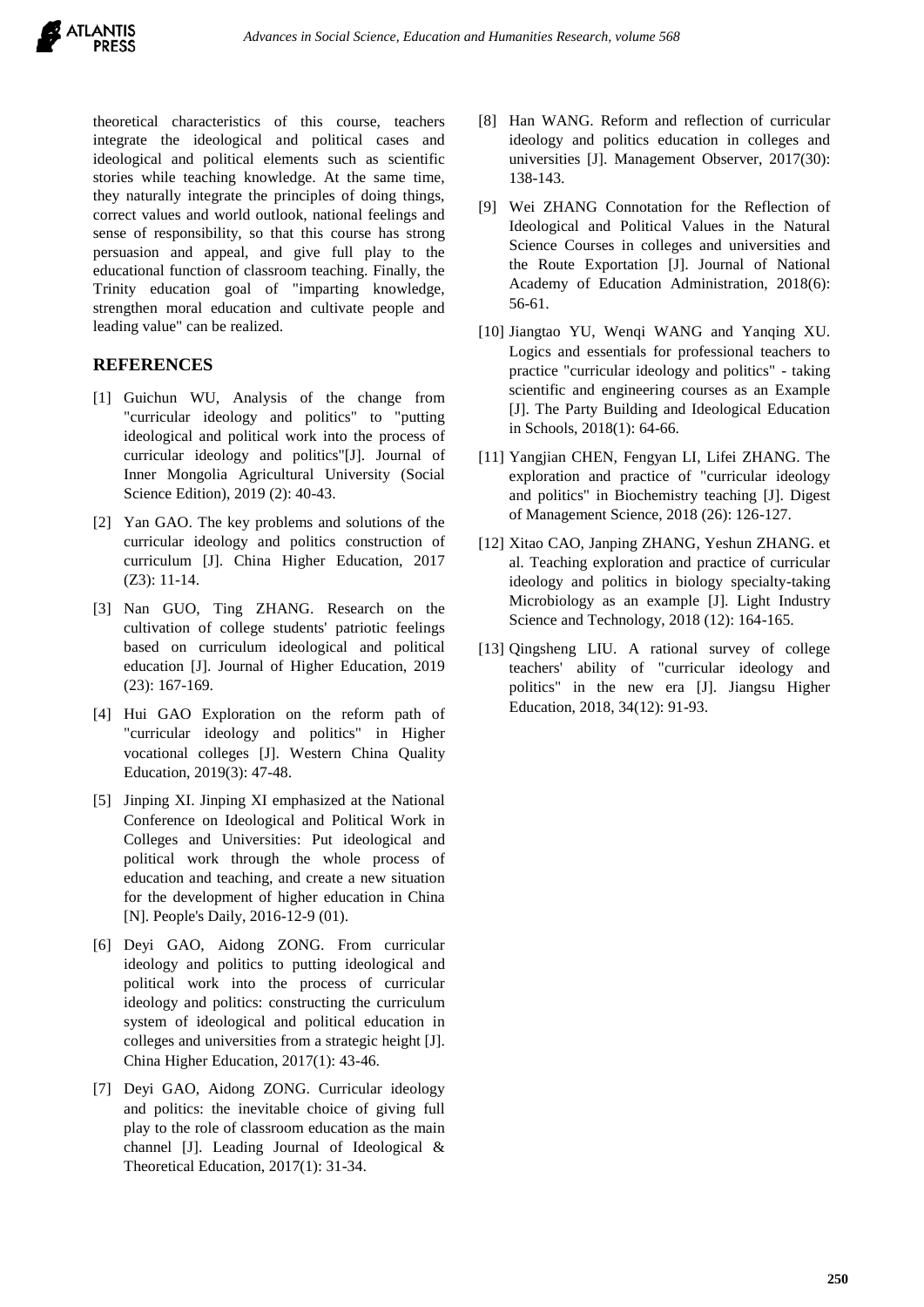theoretical characteristics of this course, teachers integrate the ideological and political cases and ideological and political elements such as scientific stories while teaching knowledge. At the same time, they naturally integrate the principles of doing things, correct values and world outlook, national feelings and sense of responsibility, so that this course has strong persuasion and appeal, and give full play to the educational function of classroom teaching. Finally, the Trinity education goal of "imparting knowledge, strengthen moral education and cultivate people and leading value" can be realized.

## REFERENCES

[1] Guichun WU, Analysis of the change from "curricular ideology and politics" to "putting ideological and political work into the process of curricular ideology and politics"[J]. Journal of Inner Mongolia Agricultural University (Social Science Edition), 2019 (2): 40-43.

[2] Yan GAO. The key problems and solutions of the curricular ideology and politics construction of curriculum [J]. China Higher Education, 2017 (Z3): 11-14.

[3] Nan GUO, Ting ZHANG. Research on the cultivation of college students' patriotic feelings based on curriculum ideological and political education [J]. Journal of Higher Education, 2019 (23): 167-169.

[4] Hui GAO Exploration on the reform path of "curricular ideology and politics" in Higher vocational colleges [J]. Western China Quality Education, 2019(3): 47-48.

[5] Jinping XI. Jinping XI emphasized at the National Conference on Ideological and Political Work in Colleges and Universities: Put ideological and political work through the whole process of education and teaching, and create a new situation for the development of higher education in China [N]. People's Daily, 2016-12-9 (01).

[6] Deyi GAO, Aidong ZONG. From curricular ideology and politics to putting ideological and political work into the process of curricular ideology and politics: constructing the curriculum system of ideological and political education in colleges and universities from a strategic height [J]. China Higher Education, 2017(1): 43-46.

[7] Deyi GAO, Aidong ZONG. Curricular ideology and politics: the inevitable choice of giving full play to the role of classroom education as the main channel [J]. Leading Journal of Ideological & Theoretical Education, 2017(1): 31-34.

[8] Han WANG. Reform and reflection of curricular ideology and politics education in colleges and universities [J]. Management Observer, 2017(30): 138-143.

[9] Wei ZHANG Connotation for the Reflection of Ideological and Political Values in the Natural Science Courses in colleges and universities and the Route Exportation [J]. Journal of National Academy of Education Administration, 2018(6): 56-61.

[10] Jiangtao YU, Wenqi WANG and Yanqing XU. Logics and essentials for professional teachers to practice "curricular ideology and politics" - taking scientific and engineering courses as an Example [J]. The Party Building and Ideological Education in Schools, 2018(1): 64-66.

[11] Yangjian CHEN, Fengyan LI, Lifei ZHANG. The exploration and practice of "curricular ideology and politics" in Biochemistry teaching [J]. Digest of Management Science, 2018 (26): 126-127.

[12] Xitao CAO, Janping ZHANG, Yeshun ZHANG. et al. Teaching exploration and practice of curricular ideology and politics in biology specialty-taking Microbiology as an example [J]. Light Industry Science and Technology, 2018 (12): 164-165.

[13] Qingsheng LIU. A rational survey of college teachers' ability of "curricular ideology and politics" in the new era [J]. Jiangsu Higher Education, 2018, 34(12): 91-93.